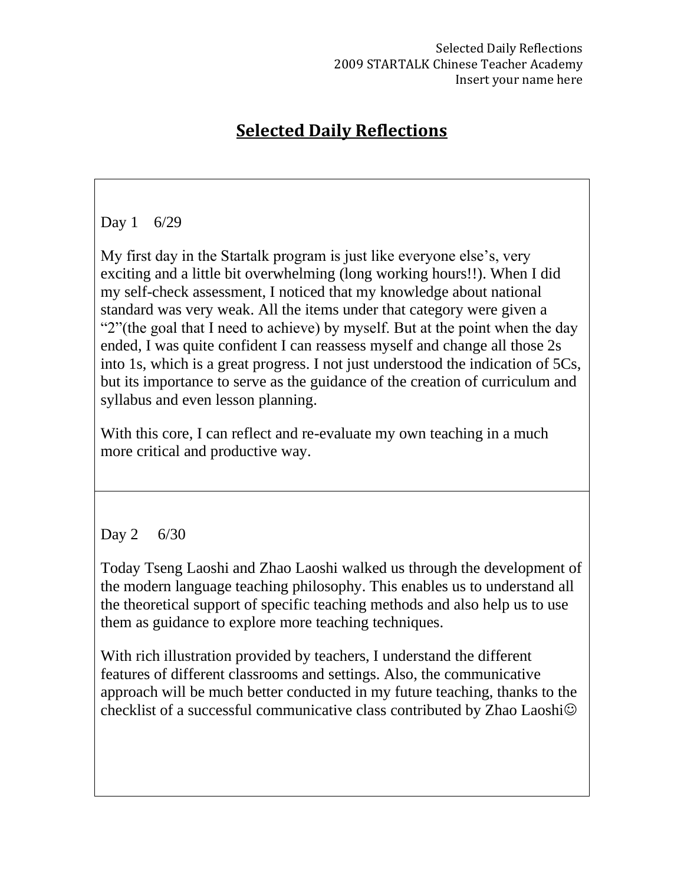# Selected Daily Reflections

Day 1 6/29

My first day in the Startalk program is just like everyone else's, very exciting and a little bit overwhelming (long working hours!!). When I did my self-check assessment, I noticed that my knowledge about national standard was very weak. All the items under that category were given a "2"(the goal that I need to achieve) by myself. But at the point when the day ended, I was quite confident I can reassess myself and change all those 2s into 1s, which is a great progress. I not just understood the indication of 5Cs, but its importance to serve as the guidance of the creation of curriculum and syllabus and even lesson planning.

With this core, I can reflect and re-evaluate my own teaching in a much more critical and productive way.

Day 2 6/30

Today Tseng Laoshi and Zhao Laoshi walked us through the development of the modern language teaching philosophy. This enables us to understand all the theoretical support of specific teaching methods and also help us to use them as guidance to explore more teaching techniques.

With rich illustration provided by teachers, I understand the different features of different classrooms and settings. Also, the communicative approach will be much better conducted in my future teaching, thanks to the checklist of a successful communicative class contributed by Zhao Laoshi☺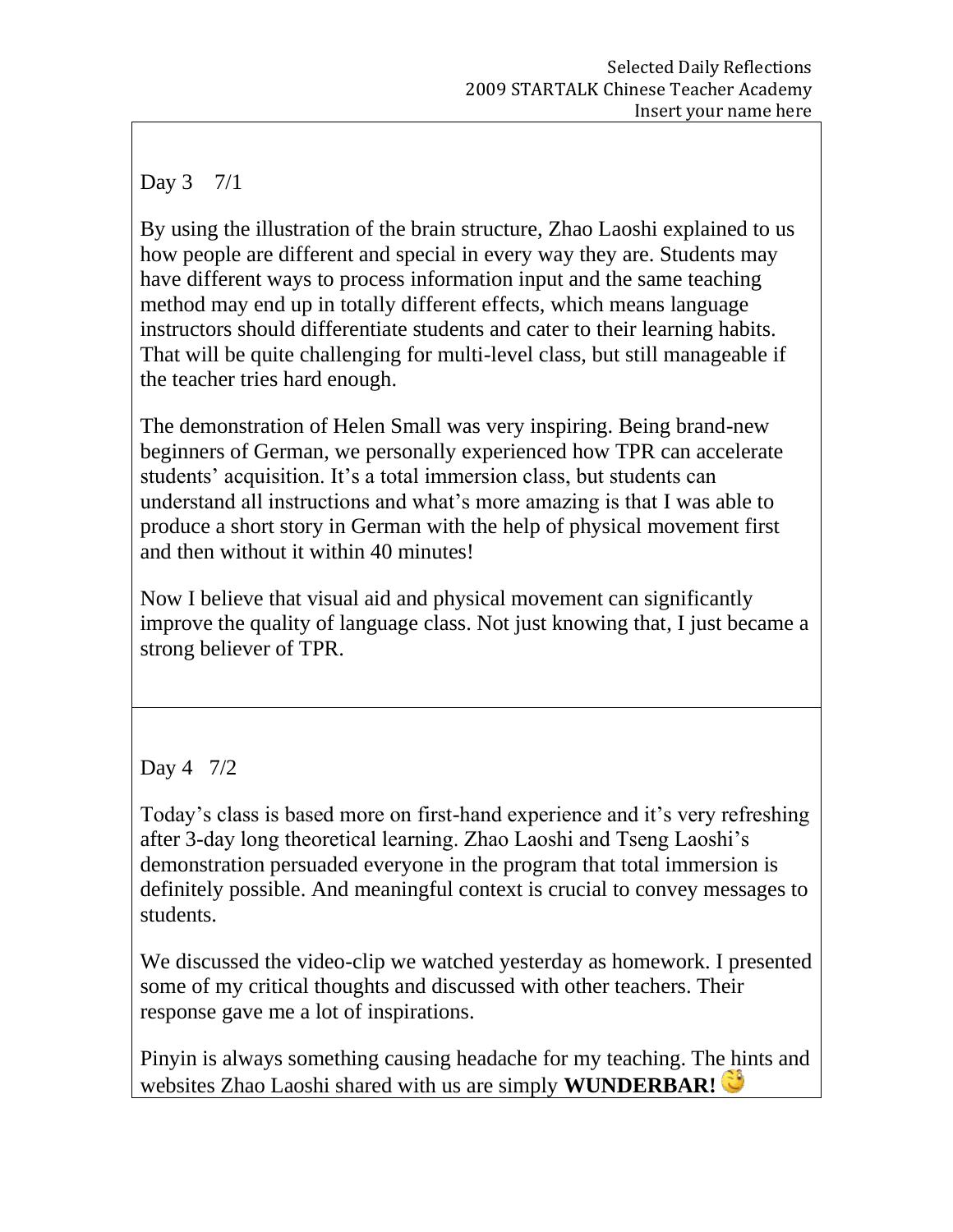Day 3 7/1

By using the illustration of the brain structure, Zhao Laoshi explained to us how people are different and special in every way they are. Students may have different ways to process information input and the same teaching method may end up in totally different effects, which means language instructors should differentiate students and cater to their learning habits. That will be quite challenging for multi-level class, but still manageable if the teacher tries hard enough.

The demonstration of Helen Small was very inspiring. Being brand-new beginners of German, we personally experienced how TPR can accelerate students' acquisition. It's a total immersion class, but students can understand all instructions and what's more amazing is that I was able to produce a short story in German with the help of physical movement first and then without it within 40 minutes!

Now I believe that visual aid and physical movement can significantly improve the quality of language class. Not just knowing that, I just became a strong believer of TPR.

Day 4 7/2

Today's class is based more on first-hand experience and it's very refreshing after 3-day long theoretical learning. Zhao Laoshi and Tseng Laoshi's demonstration persuaded everyone in the program that total immersion is definitely possible. And meaningful context is crucial to convey messages to students.

We discussed the video-clip we watched yesterday as homework. I presented some of my critical thoughts and discussed with other teachers. Their response gave me a lot of inspirations.

Pinyin is always something causing headache for my teaching. The hints and websites Zhao Laoshi shared with us are simply **WUNDERBAR!**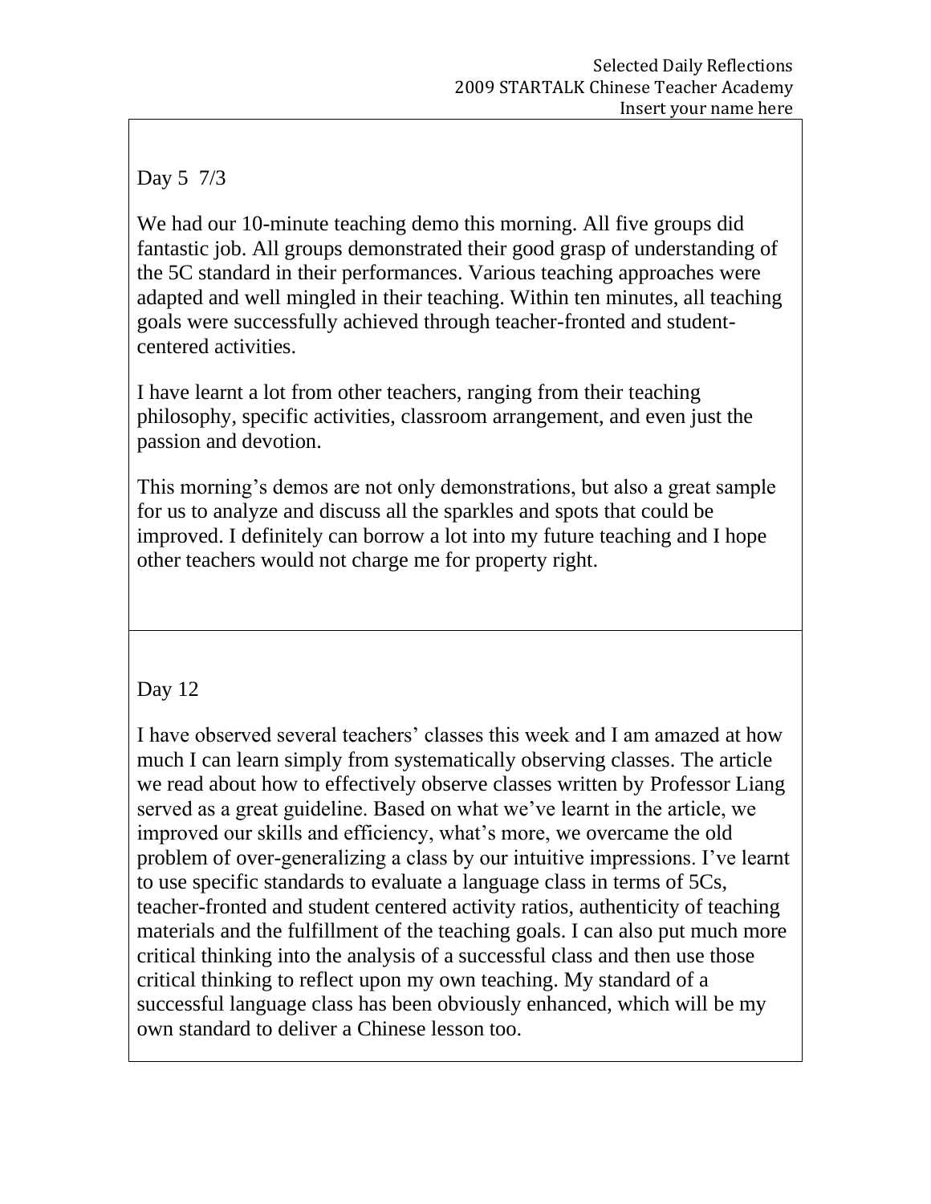Day 5 7/3

We had our 10-minute teaching demo this morning. All five groups did fantastic job. All groups demonstrated their good grasp of understanding of the 5C standard in their performances. Various teaching approaches were adapted and well mingled in their teaching. Within ten minutes, all teaching goals were successfully achieved through teacher-fronted and student-centered activities.

I have learnt a lot from other teachers, ranging from their teaching philosophy, specific activities, classroom arrangement, and even just the passion and devotion.

This morning's demos are not only demonstrations, but also a great sample for us to analyze and discuss all the sparkles and spots that could be improved. I definitely can borrow a lot into my future teaching and I hope other teachers would not charge me for property right.

Day 12

I have observed several teachers' classes this week and I am amazed at how much I can learn simply from systematically observing classes. The article we read about how to effectively observe classes written by Professor Liang served as a great guideline. Based on what we've learnt in the article, we improved our skills and efficiency, what's more, we overcame the old problem of over-generalizing a class by our intuitive impressions. I've learnt to use specific standards to evaluate a language class in terms of 5Cs, teacher-fronted and student centered activity ratios, authenticity of teaching materials and the fulfillment of the teaching goals. I can also put much more critical thinking into the analysis of a successful class and then use those critical thinking to reflect upon my own teaching. My standard of a successful language class has been obviously enhanced, which will be my own standard to deliver a Chinese lesson too.